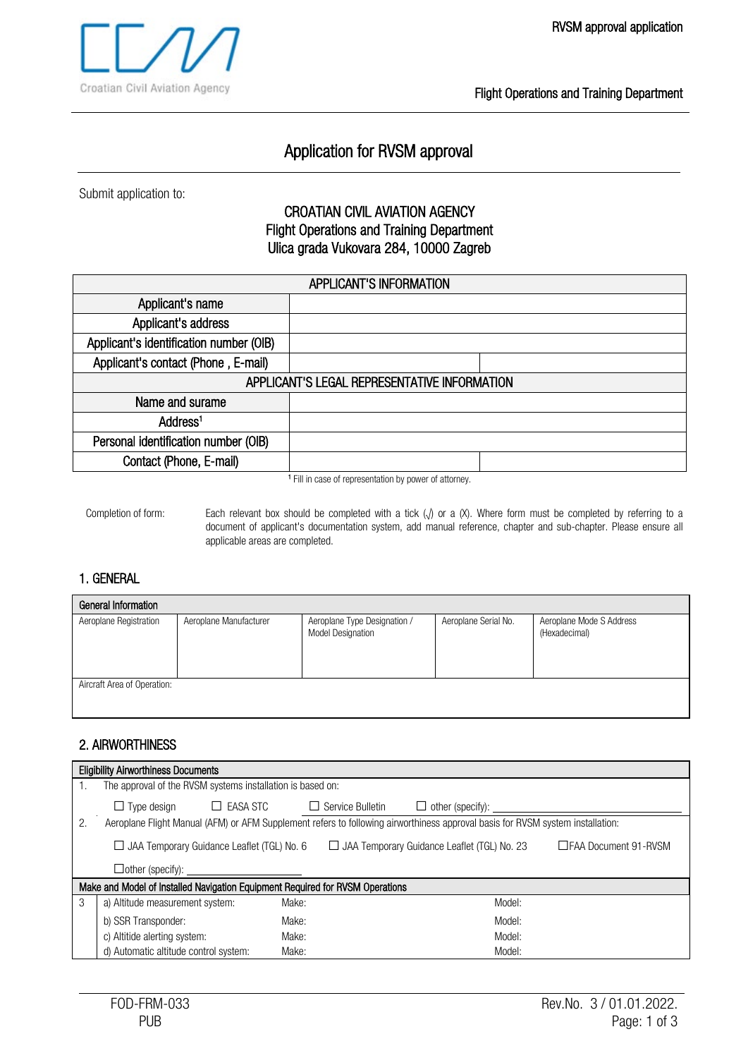Croatian Civil Aviation Agency

RVSM approval application

Flight Operations and Training Department

# Application for RVSM approval

Submit application to:

**CROATIAN CIVIL AVIATION AGENCY**
**Flight Operations and Training Department**
**Ulica grada Vukovara 284, 10000 Zagreb**

| APPLICANT'S INFORMATION | | |
|---|---|---|
| Applicant's name | | |
| Applicant's address | | |
| Applicant's identification number (OIB) | | |
| Applicant's contact (Phone , E-mail) | | |
| APPLICANT'S LEGAL REPRESENTATIVE INFORMATION | | |
| Name and surame | | |
| Address[1] | | |
| Personal identification number (OIB) | | |
| Contact (Phone, E-mail) | | |

[1] Fill in case of representation by power of attorney.

Completion of form: Each relevant box should be completed with a tick (√) or a (X). Where form must be completed by referring to a document of applicant's documentation system, add manual reference, chapter and sub-chapter. Please ensure all applicable areas are completed.

## 1. GENERAL

| General Information | | | | |
|---|---|---|---|---|
| Aeroplane Registration | Aeroplane Manufacturer | Aeroplane Type Designation / Model Designation | Aeroplane Serial No. | Aeroplane Mode S Address (Hexadecimal) |
| | | | | |
| Aircraft Area of Operation: | | | | |

## 2. AIRWORTHINESS

| Eligibility Airworthiness Documents | | | |
|---|---|---|---|
| 1. | The approval of the RVSM systems installation is based on: | | |
| | ☐ Type design ☐ EASA STC ☐ Service Bulletin ☐ other (specify): ____ | | |
| 2. | Aeroplane Flight Manual (AFM) or AFM Supplement refers to following airworthiness approval basis for RVSM system installation: | | |
| | ☐ JAA Temporary Guidance Leaflet (TGL) No. 6 ☐ JAA Temporary Guidance Leaflet (TGL) No. 23 ☐ FAA Document 91-RVSM | | |
| | ☐ other (specify): ____ | | |
| **Make and Model of Installed Navigation Equipment Required for RVSM Operations** | | | |
| 3 | a) Altitude measurement system: | Make: | Model: |
| | b) SSR Transponder: | Make: | Model: |
| | c) Altitide alerting system: | Make: | Model: |
| | d) Automatic altitude control system: | Make: | Model: |

FOD-FRM-033
PUB

Rev.No. 3 / 01.01.2022.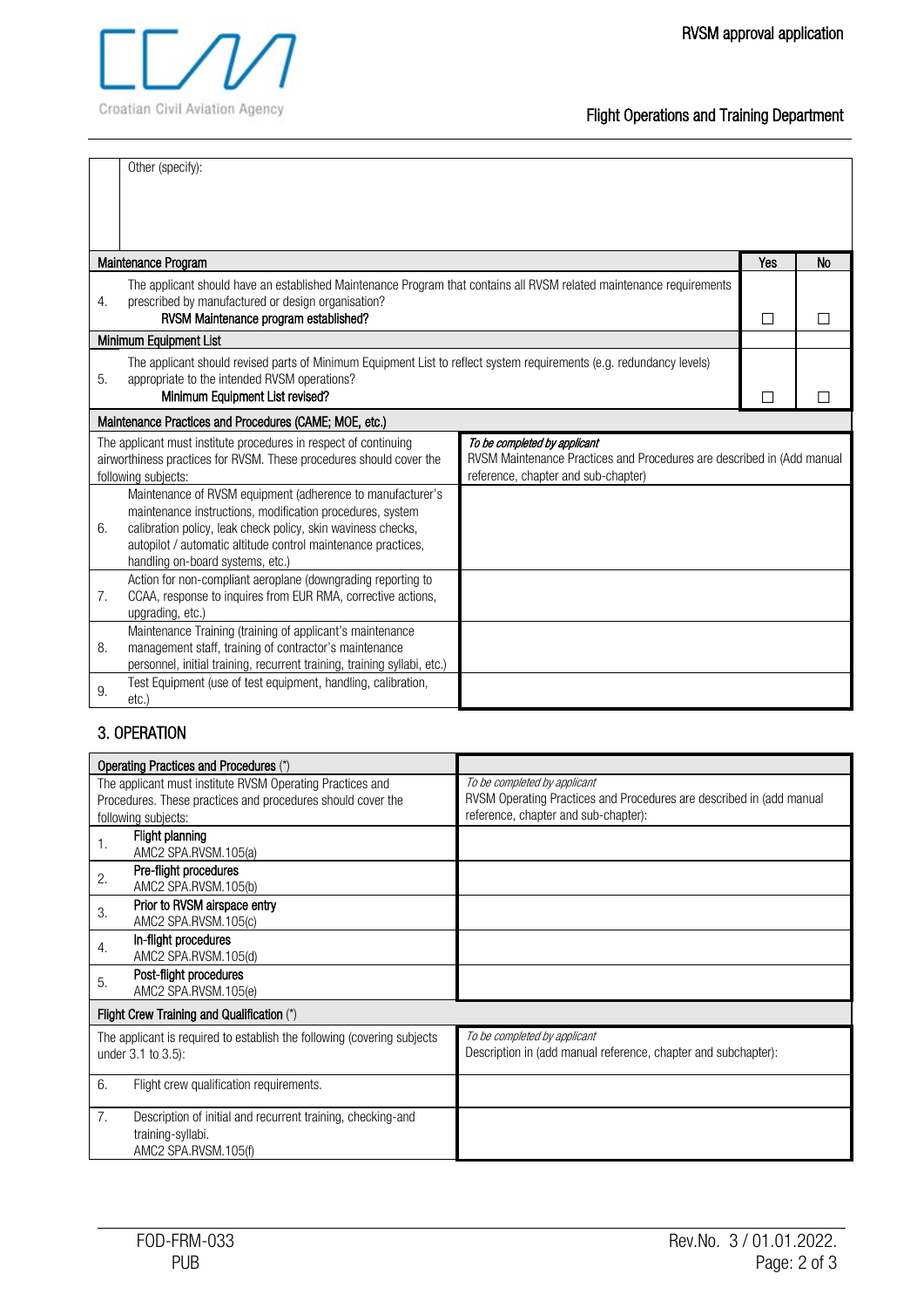| | Other (specify): | | |
|---|---|---|---|
| **Maintenance Program** | | **Yes** | **No** |
| 4. | The applicant should have an established Maintenance Program that contains all RVSM related maintenance requirements prescribed by manufactured or design organisation?<br>**RVSM Maintenance program established?** | ☐ | ☐ |
| **Minimum Equipment List** | | | |
| 5. | The applicant should revised parts of Minimum Equipment List to reflect system requirements (e.g. redundancy levels) appropriate to the intended RVSM operations?<br>**Minimum Equipment List revised?** | ☐ | ☐ |

| **Maintenance Practices and Procedures (CAME; MOE, etc.)** | | |
|---|---|---|
| The applicant must institute procedures in respect of continuing airworthiness practices for RVSM. These procedures should cover the following subjects: | | *To be completed by applicant*<br>RVSM Maintenance Practices and Procedures are described in (Add manual reference, chapter and sub-chapter) |
| 6. | Maintenance of RVSM equipment (adherence to manufacturer's maintenance instructions, modification procedures, system calibration policy, leak check policy, skin waviness checks, autopilot / automatic altitude control maintenance practices, handling on-board systems, etc.) | |
| 7. | Action for non-compliant aeroplane (downgrading reporting to CCAA, response to inquires from EUR RMA, corrective actions, upgrading, etc.) | |
| 8. | Maintenance Training (training of applicant's maintenance management staff, training of contractor's maintenance personnel, initial training, recurrent training, training syllabi, etc.) | |
| 9. | Test Equipment (use of test equipment, handling, calibration, etc.) | |

## 3. OPERATION

| **Operating Practices and Procedures (\*)** | | |
|---|---|---|
| The applicant must institute RVSM Operating Practices and Procedures. These practices and procedures should cover the following subjects: | | *To be completed by applicant*<br>RVSM Operating Practices and Procedures are described in (add manual reference, chapter and sub-chapter): |
| 1. | **Flight planning**<br>AMC2 SPA.RVSM.105(a) | |
| 2. | **Pre-flight procedures**<br>AMC2 SPA.RVSM.105(b) | |
| 3. | **Prior to RVSM airspace entry**<br>AMC2 SPA.RVSM.105(c) | |
| 4. | **In-flight procedures**<br>AMC2 SPA.RVSM.105(d) | |
| 5. | **Post-flight procedures**<br>AMC2 SPA.RVSM.105(e) | |
| **Flight Crew Training and Qualification (\*)** | | |
| The applicant is required to establish the following (covering subjects under 3.1 to 3.5): | | *To be completed by applicant*<br>Description in (add manual reference, chapter and subchapter): |
| 6. | Flight crew qualification requirements. | |
| 7. | Description of initial and recurrent training, checking-and training-syllabi.<br>AMC2 SPA.RVSM.105(f) | |

FOD-FRM-033
PUB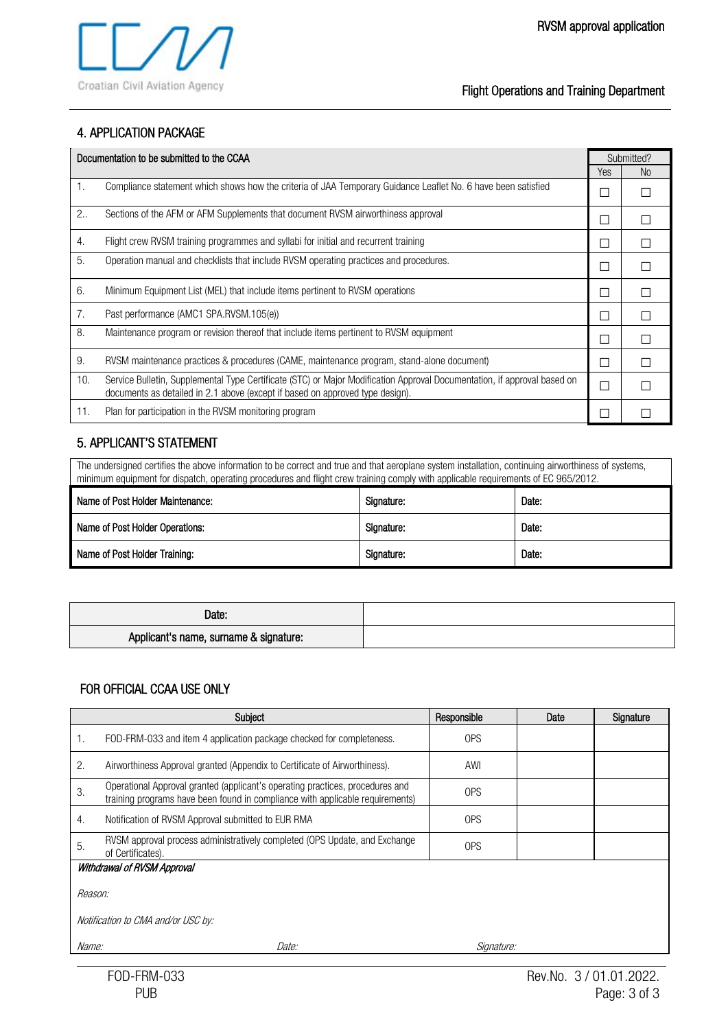## 4. APPLICATION PACKAGE

| Documentation to be submitted to the CCAA | | Submitted? | |
|---|---|---|---|
| | | Yes | No |
| 1. | Compliance statement which shows how the criteria of JAA Temporary Guidance Leaflet No. 6 have been satisfied | ☐ | ☐ |
| 2.. | Sections of the AFM or AFM Supplements that document RVSM airworthiness approval | ☐ | ☐ |
| 4. | Flight crew RVSM training programmes and syllabi for initial and recurrent training | ☐ | ☐ |
| 5. | Operation manual and checklists that include RVSM operating practices and procedures. | ☐ | ☐ |
| 6. | Minimum Equipment List (MEL) that include items pertinent to RVSM operations | ☐ | ☐ |
| 7. | Past performance (AMC1 SPA.RVSM.105(e)) | ☐ | ☐ |
| 8. | Maintenance program or revision thereof that include items pertinent to RVSM equipment | ☐ | ☐ |
| 9. | RVSM maintenance practices & procedures (CAME, maintenance program, stand-alone document) | ☐ | ☐ |
| 10. | Service Bulletin, Supplemental Type Certificate (STC) or Major Modification Approval Documentation, if approval based on documents as detailed in 2.1 above (except if based on approved type design). | ☐ | ☐ |
| 11. | Plan for participation in the RVSM monitoring program | ☐ | ☐ |

## 5. APPLICANT'S STATEMENT

The undersigned certifies the above information to be correct and true and that aeroplane system installation, continuing airworthiness of systems, minimum equipment for dispatch, operating procedures and flight crew training comply with applicable requirements of EC 965/2012.

| | | |
|---|---|---|
| Name of Post Holder Maintenance: | Signature: | Date: |
| Name of Post Holder Operations: | Signature: | Date: |
| Name of Post Holder Training: | Signature: | Date: |

| | |
|---|---|
| Date: | |
| Applicant's name, surname & signature: | |

## FOR OFFICIAL CCAA USE ONLY

| | Subject | Responsible | Date | Signature |
|---|---|---|---|---|
| 1. | FOD-FRM-033 and item 4 application package checked for completeness. | OPS | | |
| 2. | Airworthiness Approval granted (Appendix to Certificate of Airworthiness). | AWI | | |
| 3. | Operational Approval granted (applicant's operating practices, procedures and training programs have been found in compliance with applicable requirements) | OPS | | |
| 4. | Notification of RVSM Approval submitted to EUR RMA | OPS | | |
| 5. | RVSM approval process administratively completed (OPS Update, and Exchange of Certificates). | OPS | | |

***Withdrawal of RVSM Approval***

*Reason:*

*Notification to CMA and/or USC by:*

*Name:* *Date:* *Signature:*

FOD-FRM-033
PUB

Rev.No. 3 / 01.01.2022.